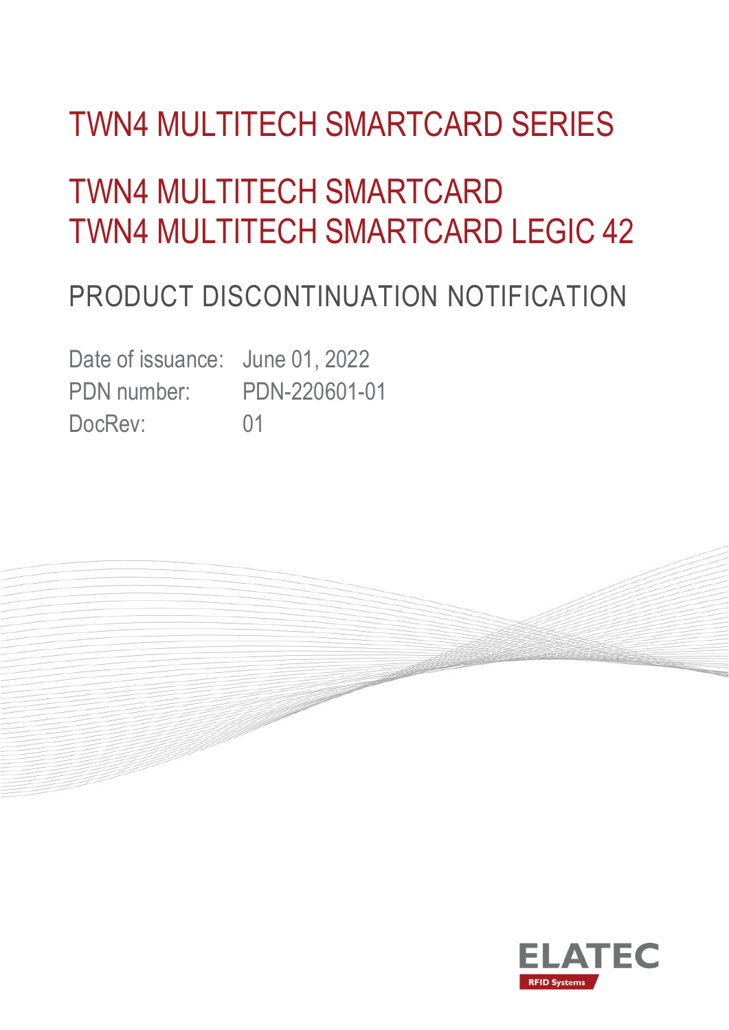# TWN4 MULTITECH SMARTCARD SERIES

# TWN4 MULTITECH SMARTCARD
# TWN4 MULTITECH SMARTCARD LEGIC 42

## PRODUCT DISCONTINUATION NOTIFICATION

| | |
|---|---|
| Date of issuance: | June 01, 2022 |
| PDN number: | PDN-220601-01 |
| DocRev: | 01 |

ELATEC
RFID Systems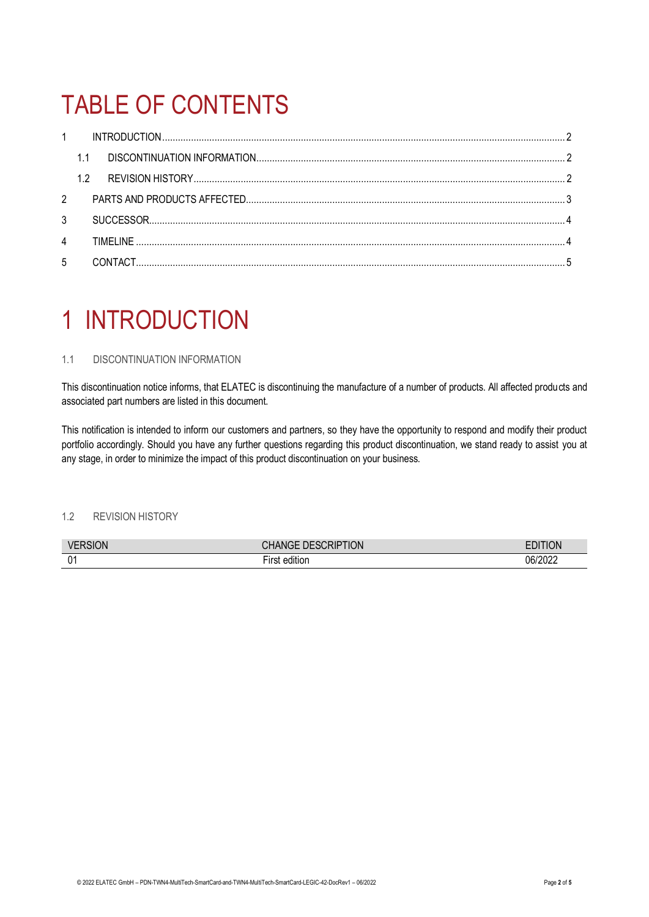# TABLE OF CONTENTS

1 INTRODUCTION ..... 2
- 1.1 DISCONTINUATION INFORMATION ..... 2
- 1.2 REVISION HISTORY ..... 2

2 PARTS AND PRODUCTS AFFECTED ..... 3

3 SUCCESSOR ..... 4

4 TIMELINE ..... 4

5 CONTACT ..... 5

# 1 INTRODUCTION

## 1.1 DISCONTINUATION INFORMATION

This discontinuation notice informs, that ELATEC is discontinuing the manufacture of a number of products. All affected products and associated part numbers are listed in this document.

This notification is intended to inform our customers and partners, so they have the opportunity to respond and modify their product portfolio accordingly. Should you have any further questions regarding this product discontinuation, we stand ready to assist you at any stage, in order to minimize the impact of this product discontinuation on your business.

## 1.2 REVISION HISTORY

| VERSION | CHANGE DESCRIPTION | EDITION |
|---|---|---|
| 01 | First edition | 06/2022 |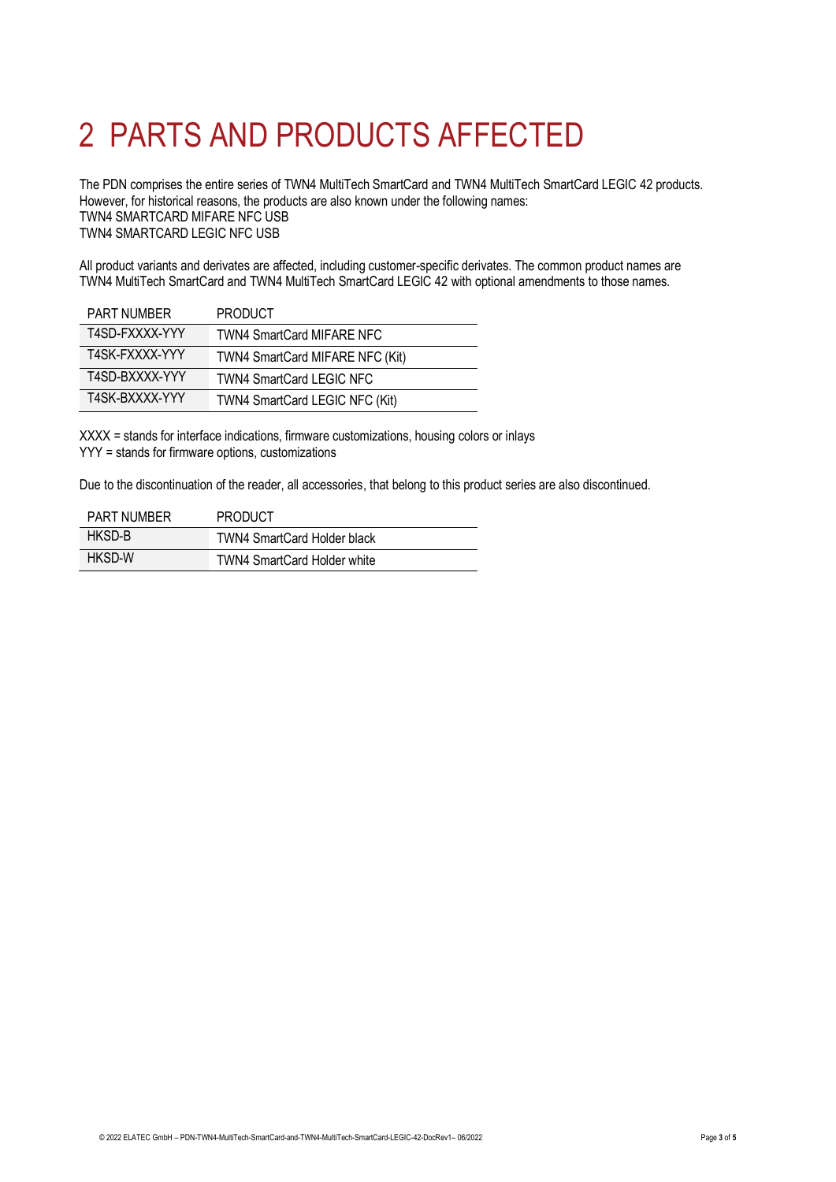# 2 PARTS AND PRODUCTS AFFECTED

The PDN comprises the entire series of TWN4 MultiTech SmartCard and TWN4 MultiTech SmartCard LEGIC 42 products. However, for historical reasons, the products are also known under the following names:
TWN4 SMARTCARD MIFARE NFC USB
TWN4 SMARTCARD LEGIC NFC USB

All product variants and derivates are affected, including customer-specific derivates. The common product names are TWN4 MultiTech SmartCard and TWN4 MultiTech SmartCard LEGIC 42 with optional amendments to those names.

| PART NUMBER | PRODUCT |
|---|---|
| T4SD-FXXXX-YYY | TWN4 SmartCard MIFARE NFC |
| T4SK-FXXXX-YYY | TWN4 SmartCard MIFARE NFC (Kit) |
| T4SD-BXXXX-YYY | TWN4 SmartCard LEGIC NFC |
| T4SK-BXXXX-YYY | TWN4 SmartCard LEGIC NFC (Kit) |

XXXX = stands for interface indications, firmware customizations, housing colors or inlays
YYY = stands for firmware options, customizations

Due to the discontinuation of the reader, all accessories, that belong to this product series are also discontinued.

| PART NUMBER | PRODUCT |
|---|---|
| HKSD-B | TWN4 SmartCard Holder black |
| HKSD-W | TWN4 SmartCard Holder white |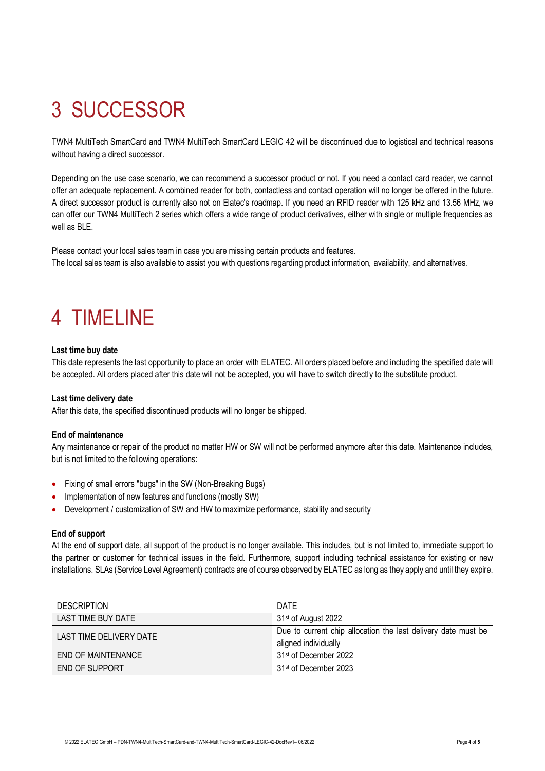# 3 SUCCESSOR

TWN4 MultiTech SmartCard and TWN4 MultiTech SmartCard LEGIC 42 will be discontinued due to logistical and technical reasons without having a direct successor.

Depending on the use case scenario, we can recommend a successor product or not. If you need a contact card reader, we cannot offer an adequate replacement. A combined reader for both, contactless and contact operation will no longer be offered in the future. A direct successor product is currently also not on Elatec's roadmap. If you need an RFID reader with 125 kHz and 13.56 MHz, we can offer our TWN4 MultiTech 2 series which offers a wide range of product derivatives, either with single or multiple frequencies as well as BLE.

Please contact your local sales team in case you are missing certain products and features.
The local sales team is also available to assist you with questions regarding product information, availability, and alternatives.

# 4 TIMELINE

**Last time buy date**

This date represents the last opportunity to place an order with ELATEC. All orders placed before and including the specified date will be accepted. All orders placed after this date will not be accepted, you will have to switch directly to the substitute product.

**Last time delivery date**

After this date, the specified discontinued products will no longer be shipped.

**End of maintenance**

Any maintenance or repair of the product no matter HW or SW will not be performed anymore after this date. Maintenance includes, but is not limited to the following operations:

- Fixing of small errors "bugs" in the SW (Non-Breaking Bugs)
- Implementation of new features and functions (mostly SW)
- Development / customization of SW and HW to maximize performance, stability and security

**End of support**

At the end of support date, all support of the product is no longer available. This includes, but is not limited to, immediate support to the partner or customer for technical issues in the field. Furthermore, support including technical assistance for existing or new installations. SLAs (Service Level Agreement) contracts are of course observed by ELATEC as long as they apply and until they expire.

| DESCRIPTION | DATE |
|---|---|
| LAST TIME BUY DATE | 31st of August 2022 |
| LAST TIME DELIVERY DATE | Due to current chip allocation the last delivery date must be aligned individually |
| END OF MAINTENANCE | 31st of December 2022 |
| END OF SUPPORT | 31st of December 2023 |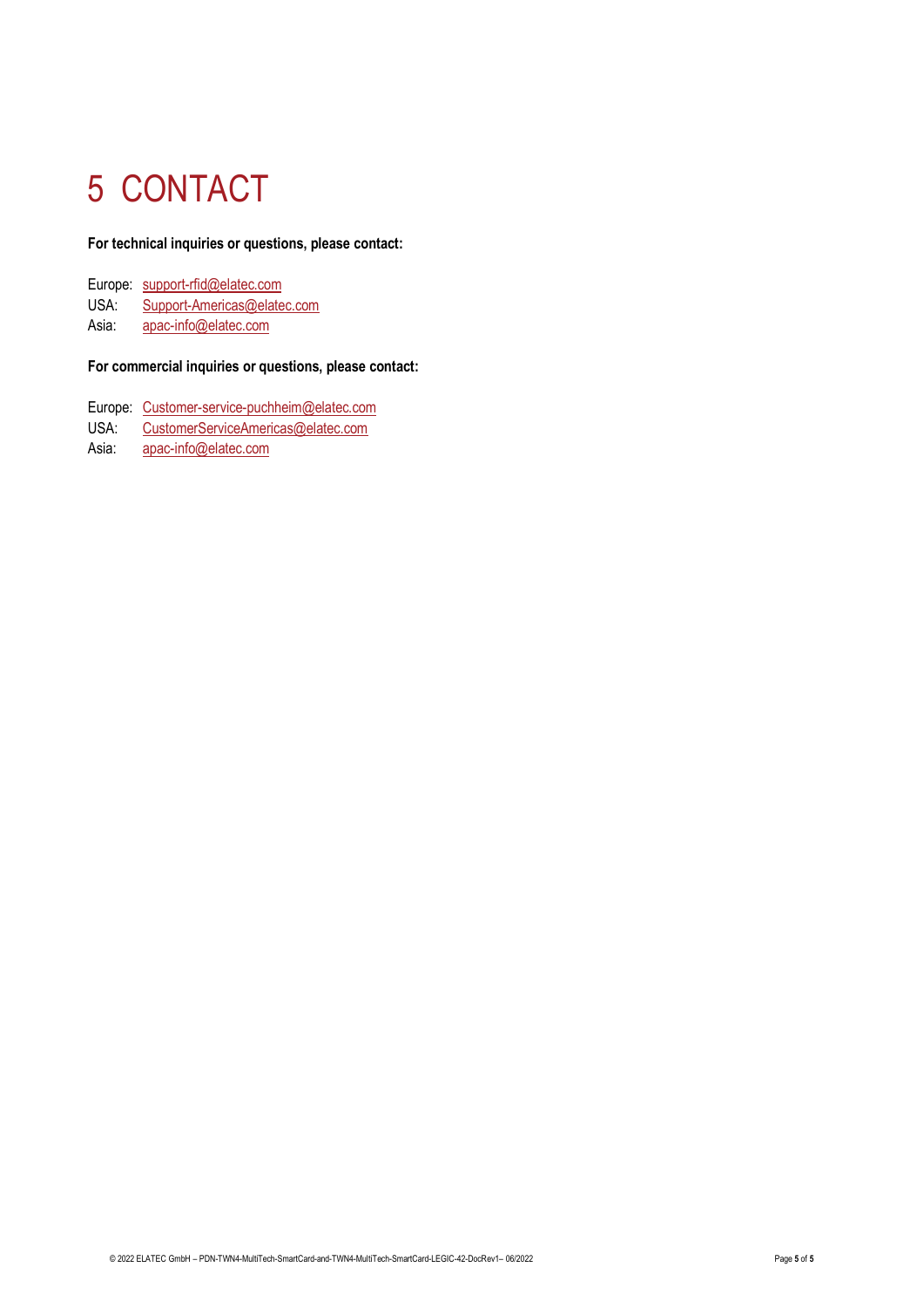# 5 CONTACT

**For technical inquiries or questions, please contact:**

Europe: support-rfid@elatec.com
USA: Support-Americas@elatec.com
Asia: apac-info@elatec.com

**For commercial inquiries or questions, please contact:**

Europe: Customer-service-puchheim@elatec.com
USA: CustomerServiceAmericas@elatec.com
Asia: apac-info@elatec.com